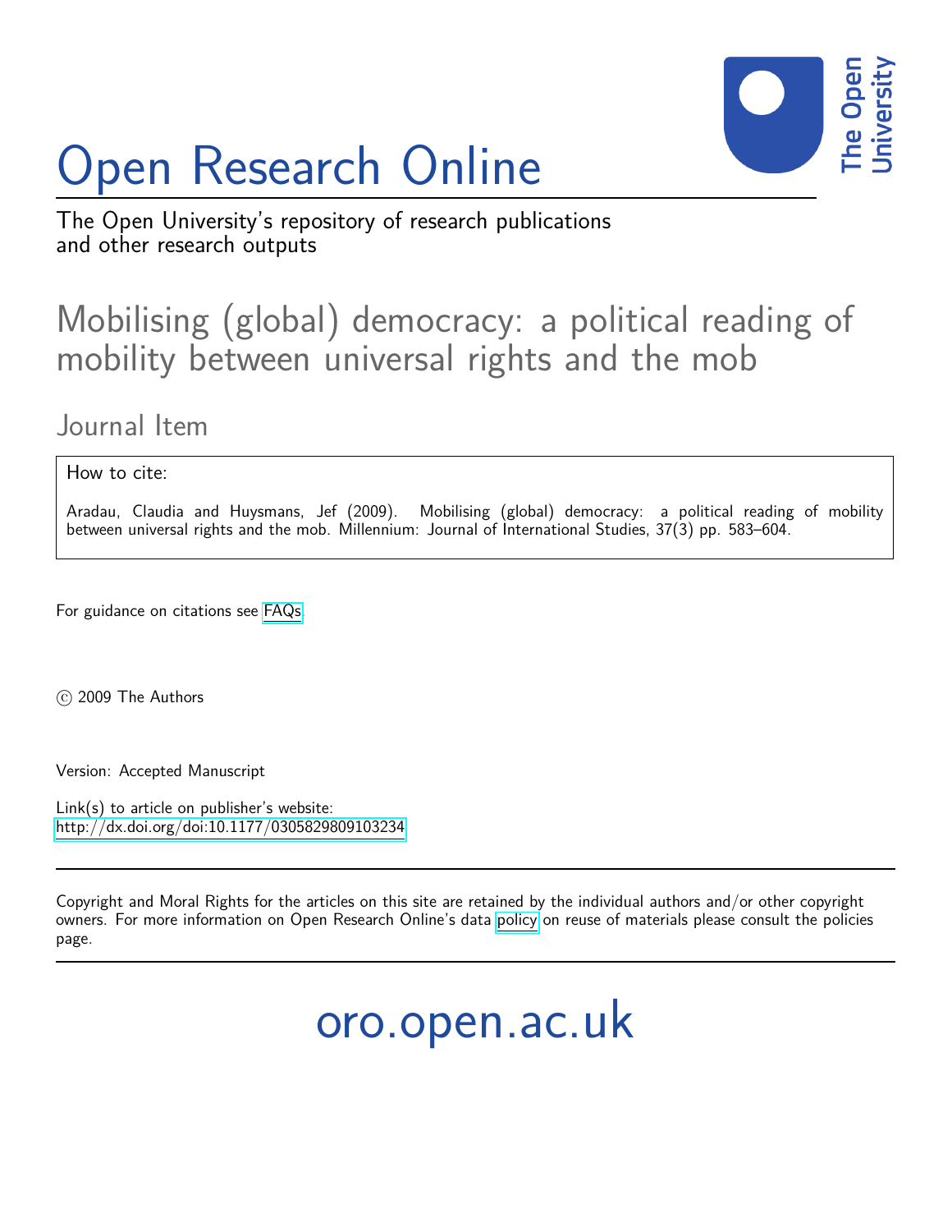# Open Research Online

The Open University's repository of research publications and other research outputs

## Mobilising (global) democracy: a political reading of mobility between universal rights and the mob

### Journal Item

How to cite:

Aradau, Claudia and Huysmans, Jef (2009). Mobilising (global) democracy: a political reading of mobility between universal rights and the mob. Millennium: Journal of International Studies, 37(3) pp. 583–604.

For guidance on citations see FAQs.

© 2009 The Authors

Version: Accepted Manuscript

Link(s) to article on publisher's website:
http://dx.doi.org/doi:10.1177/0305829809103234

Copyright and Moral Rights for the articles on this site are retained by the individual authors and/or other copyright owners. For more information on Open Research Online's data policy on reuse of materials please consult the policies page.

oro.open.ac.uk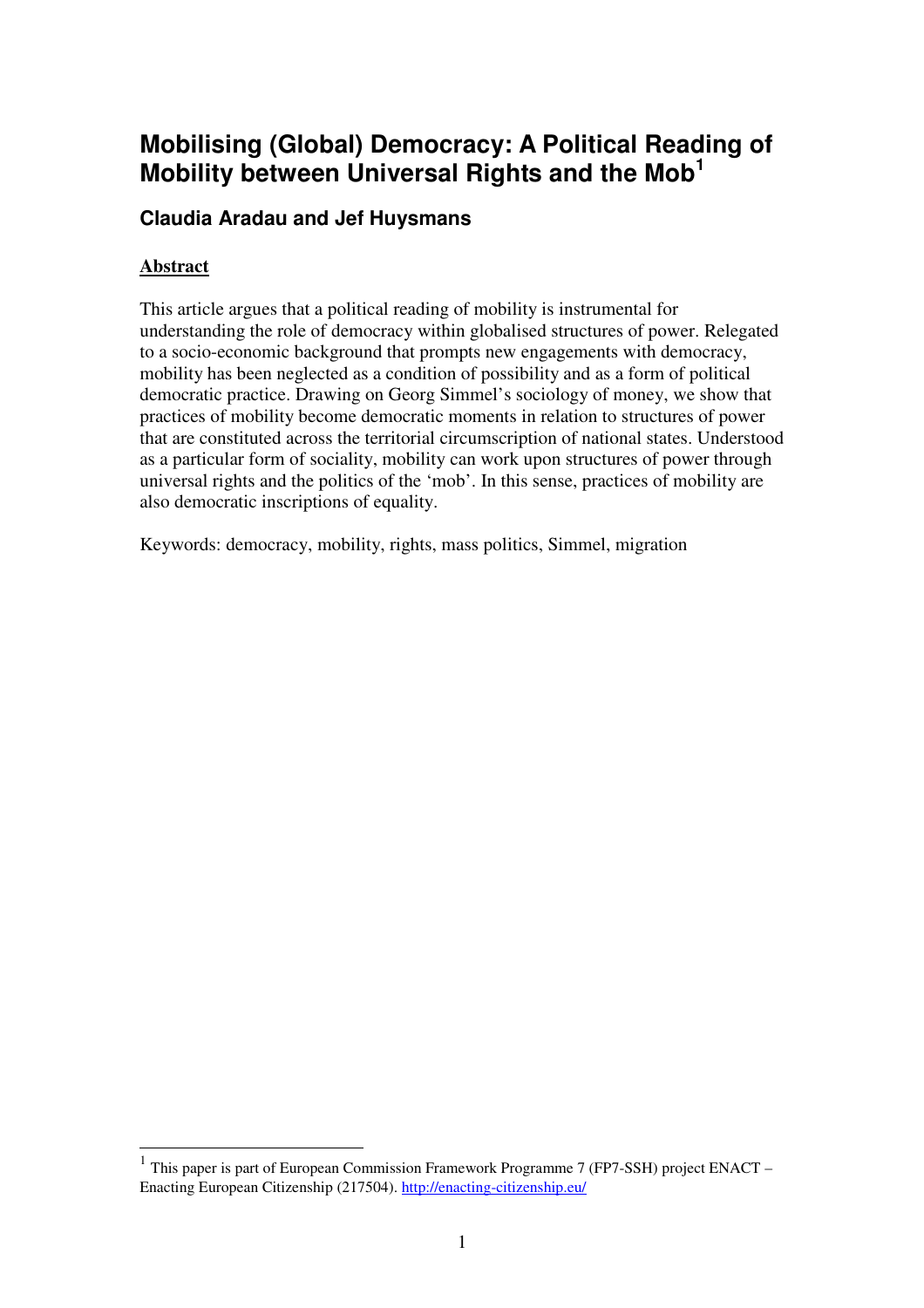# Mobilising (Global) Democracy: A Political Reading of Mobility between Universal Rights and the Mob[1]

## Claudia Aradau and Jef Huysmans

**Abstract**

This article argues that a political reading of mobility is instrumental for understanding the role of democracy within globalised structures of power. Relegated to a socio-economic background that prompts new engagements with democracy, mobility has been neglected as a condition of possibility and as a form of political democratic practice. Drawing on Georg Simmel's sociology of money, we show that practices of mobility become democratic moments in relation to structures of power that are constituted across the territorial circumscription of national states. Understood as a particular form of sociality, mobility can work upon structures of power through universal rights and the politics of the 'mob'. In this sense, practices of mobility are also democratic inscriptions of equality.

Keywords: democracy, mobility, rights, mass politics, Simmel, migration

---

[1] This paper is part of European Commission Framework Programme 7 (FP7-SSH) project ENACT – Enacting European Citizenship (217504). http://enacting-citizenship.eu/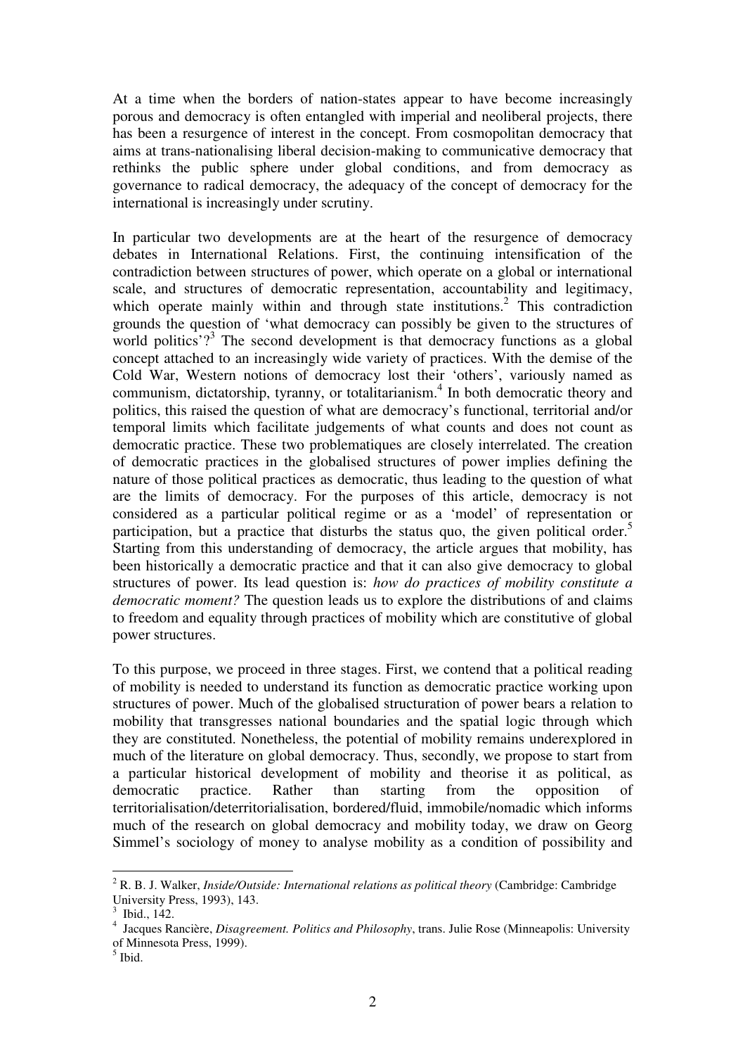At a time when the borders of nation-states appear to have become increasingly porous and democracy is often entangled with imperial and neoliberal projects, there has been a resurgence of interest in the concept. From cosmopolitan democracy that aims at trans-nationalising liberal decision-making to communicative democracy that rethinks the public sphere under global conditions, and from democracy as governance to radical democracy, the adequacy of the concept of democracy for the international is increasingly under scrutiny.

In particular two developments are at the heart of the resurgence of democracy debates in International Relations. First, the continuing intensification of the contradiction between structures of power, which operate on a global or international scale, and structures of democratic representation, accountability and legitimacy, which operate mainly within and through state institutions.[2] This contradiction grounds the question of 'what democracy can possibly be given to the structures of world politics'?[3] The second development is that democracy functions as a global concept attached to an increasingly wide variety of practices. With the demise of the Cold War, Western notions of democracy lost their 'others', variously named as communism, dictatorship, tyranny, or totalitarianism.[4] In both democratic theory and politics, this raised the question of what are democracy's functional, territorial and/or temporal limits which facilitate judgements of what counts and does not count as democratic practice. These two problematiques are closely interrelated. The creation of democratic practices in the globalised structures of power implies defining the nature of those political practices as democratic, thus leading to the question of what are the limits of democracy. For the purposes of this article, democracy is not considered as a particular political regime or as a 'model' of representation or participation, but a practice that disturbs the status quo, the given political order.[5] Starting from this understanding of democracy, the article argues that mobility, has been historically a democratic practice and that it can also give democracy to global structures of power. Its lead question is: *how do practices of mobility constitute a democratic moment?* The question leads us to explore the distributions of and claims to freedom and equality through practices of mobility which are constitutive of global power structures.

To this purpose, we proceed in three stages. First, we contend that a political reading of mobility is needed to understand its function as democratic practice working upon structures of power. Much of the globalised structuration of power bears a relation to mobility that transgresses national boundaries and the spatial logic through which they are constituted. Nonetheless, the potential of mobility remains underexplored in much of the literature on global democracy. Thus, secondly, we propose to start from a particular historical development of mobility and theorise it as political, as democratic practice. Rather than starting from the opposition of territorialisation/deterritorialisation, bordered/fluid, immobile/nomadic which informs much of the research on global democracy and mobility today, we draw on Georg Simmel's sociology of money to analyse mobility as a condition of possibility and

---

[2] R. B. J. Walker, *Inside/Outside: International relations as political theory* (Cambridge: Cambridge University Press, 1993), 143.

[3] Ibid., 142.

[4] Jacques Rancière, *Disagreement. Politics and Philosophy*, trans. Julie Rose (Minneapolis: University of Minnesota Press, 1999).

[5] Ibid.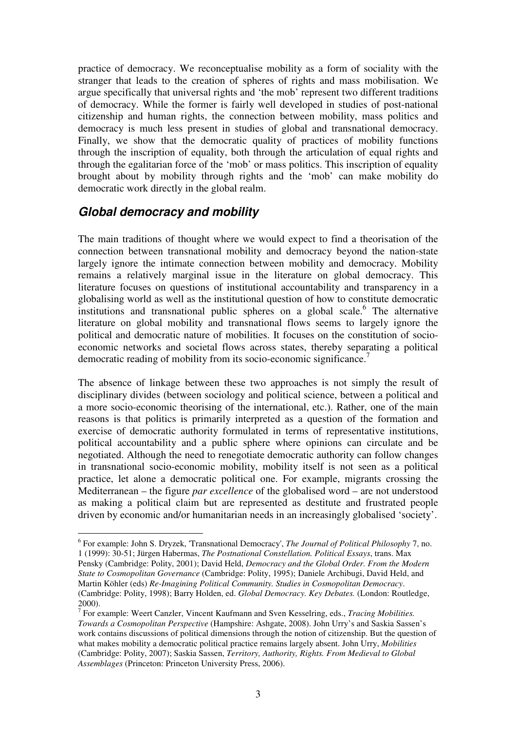practice of democracy. We reconceptualise mobility as a form of sociality with the stranger that leads to the creation of spheres of rights and mass mobilisation. We argue specifically that universal rights and 'the mob' represent two different traditions of democracy. While the former is fairly well developed in studies of post-national citizenship and human rights, the connection between mobility, mass politics and democracy is much less present in studies of global and transnational democracy. Finally, we show that the democratic quality of practices of mobility functions through the inscription of equality, both through the articulation of equal rights and through the egalitarian force of the 'mob' or mass politics. This inscription of equality brought about by mobility through rights and the 'mob' can make mobility do democratic work directly in the global realm.

## ***Global democracy and mobility***

The main traditions of thought where we would expect to find a theorisation of the connection between transnational mobility and democracy beyond the nation-state largely ignore the intimate connection between mobility and democracy. Mobility remains a relatively marginal issue in the literature on global democracy. This literature focuses on questions of institutional accountability and transparency in a globalising world as well as the institutional question of how to constitute democratic institutions and transnational public spheres on a global scale.[6] The alternative literature on global mobility and transnational flows seems to largely ignore the political and democratic nature of mobilities. It focuses on the constitution of socio-economic networks and societal flows across states, thereby separating a political democratic reading of mobility from its socio-economic significance.[7]

The absence of linkage between these two approaches is not simply the result of disciplinary divides (between sociology and political science, between a political and a more socio-economic theorising of the international, etc.). Rather, one of the main reasons is that politics is primarily interpreted as a question of the formation and exercise of democratic authority formulated in terms of representative institutions, political accountability and a public sphere where opinions can circulate and be negotiated. Although the need to renegotiate democratic authority can follow changes in transnational socio-economic mobility, mobility itself is not seen as a political practice, let alone a democratic political one. For example, migrants crossing the Mediterranean – the figure *par excellence* of the globalised word – are not understood as making a political claim but are represented as destitute and frustrated people driven by economic and/or humanitarian needs in an increasingly globalised 'society'.

---

[6] For example: John S. Dryzek, 'Transnational Democracy', *The Journal of Political Philosophy* 7, no. 1 (1999): 30-51; Jürgen Habermas, *The Postnational Constellation. Political Essays*, trans. Max Pensky (Cambridge: Polity, 2001); David Held, *Democracy and the Global Order. From the Modern State to Cosmopolitan Governance* (Cambridge: Polity, 1995); Daniele Archibugi, David Held, and Martin Köhler (eds) *Re-Imagining Political Community. Studies in Cosmopolitan Democracy*. (Cambridge: Polity, 1998); Barry Holden, ed. *Global Democracy. Key Debates.* (London: Routledge, 2000).

[7] For example: Weert Canzler, Vincent Kaufmann and Sven Kesselring, eds., *Tracing Mobilities. Towards a Cosmopolitan Perspective* (Hampshire: Ashgate, 2008). John Urry's and Saskia Sassen's work contains discussions of political dimensions through the notion of citizenship. But the question of what makes mobility a democratic political practice remains largely absent. John Urry, *Mobilities* (Cambridge: Polity, 2007); Saskia Sassen, *Territory, Authority, Rights. From Medieval to Global Assemblages* (Princeton: Princeton University Press, 2006).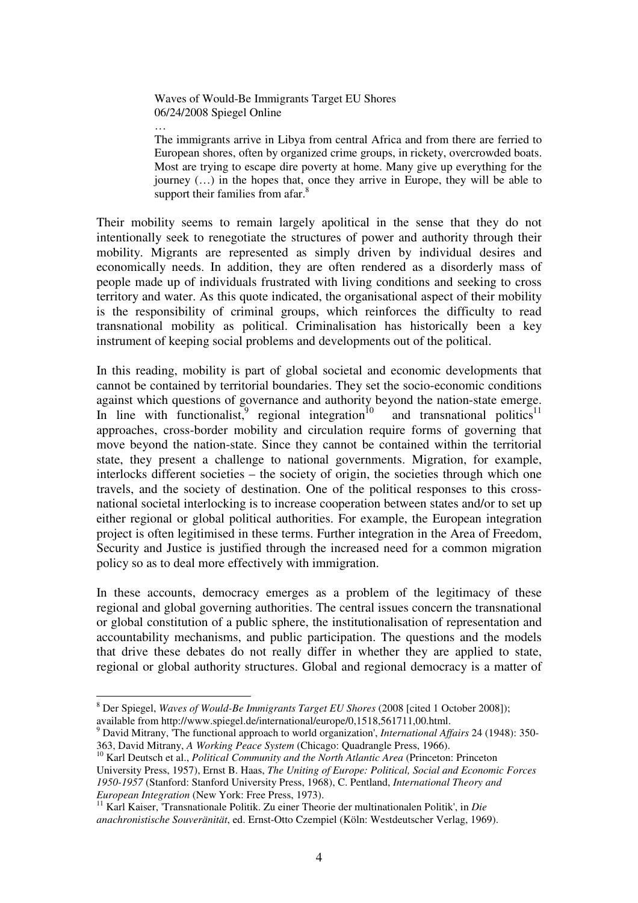> Waves of Would-Be Immigrants Target EU Shores
> 06/24/2008 Spiegel Online
> …
> The immigrants arrive in Libya from central Africa and from there are ferried to European shores, often by organized crime groups, in rickety, overcrowded boats. Most are trying to escape dire poverty at home. Many give up everything for the journey (…) in the hopes that, once they arrive in Europe, they will be able to support their families from afar.[8]

Their mobility seems to remain largely apolitical in the sense that they do not intentionally seek to renegotiate the structures of power and authority through their mobility. Migrants are represented as simply driven by individual desires and economically needs. In addition, they are often rendered as a disorderly mass of people made up of individuals frustrated with living conditions and seeking to cross territory and water. As this quote indicated, the organisational aspect of their mobility is the responsibility of criminal groups, which reinforces the difficulty to read transnational mobility as political. Criminalisation has historically been a key instrument of keeping social problems and developments out of the political.

In this reading, mobility is part of global societal and economic developments that cannot be contained by territorial boundaries. They set the socio-economic conditions against which questions of governance and authority beyond the nation-state emerge. In line with functionalist,[9] regional integration[10] and transnational politics[11] approaches, cross-border mobility and circulation require forms of governing that move beyond the nation-state. Since they cannot be contained within the territorial state, they present a challenge to national governments. Migration, for example, interlocks different societies – the society of origin, the societies through which one travels, and the society of destination. One of the political responses to this cross-national societal interlocking is to increase cooperation between states and/or to set up either regional or global political authorities. For example, the European integration project is often legitimised in these terms. Further integration in the Area of Freedom, Security and Justice is justified through the increased need for a common migration policy so as to deal more effectively with immigration.

In these accounts, democracy emerges as a problem of the legitimacy of these regional and global governing authorities. The central issues concern the transnational or global constitution of a public sphere, the institutionalisation of representation and accountability mechanisms, and public participation. The questions and the models that drive these debates do not really differ in whether they are applied to state, regional or global authority structures. Global and regional democracy is a matter of

---

[8] Der Spiegel, *Waves of Would-Be Immigrants Target EU Shores* (2008 [cited 1 October 2008]); available from http://www.spiegel.de/international/europe/0,1518,561711,00.html.

[9] David Mitrany, 'The functional approach to world organization', *International Affairs* 24 (1948): 350-363, David Mitrany, *A Working Peace System* (Chicago: Quadrangle Press, 1966).

[10] Karl Deutsch et al., *Political Community and the North Atlantic Area* (Princeton: Princeton University Press, 1957), Ernst B. Haas, *The Uniting of Europe: Political, Social and Economic Forces 1950-1957* (Stanford: Stanford University Press, 1968), C. Pentland, *International Theory and European Integration* (New York: Free Press, 1973).

[11] Karl Kaiser, 'Transnationale Politik. Zu einer Theorie der multinationalen Politik', in *Die anachronistische Souveränität*, ed. Ernst-Otto Czempiel (Köln: Westdeutscher Verlag, 1969).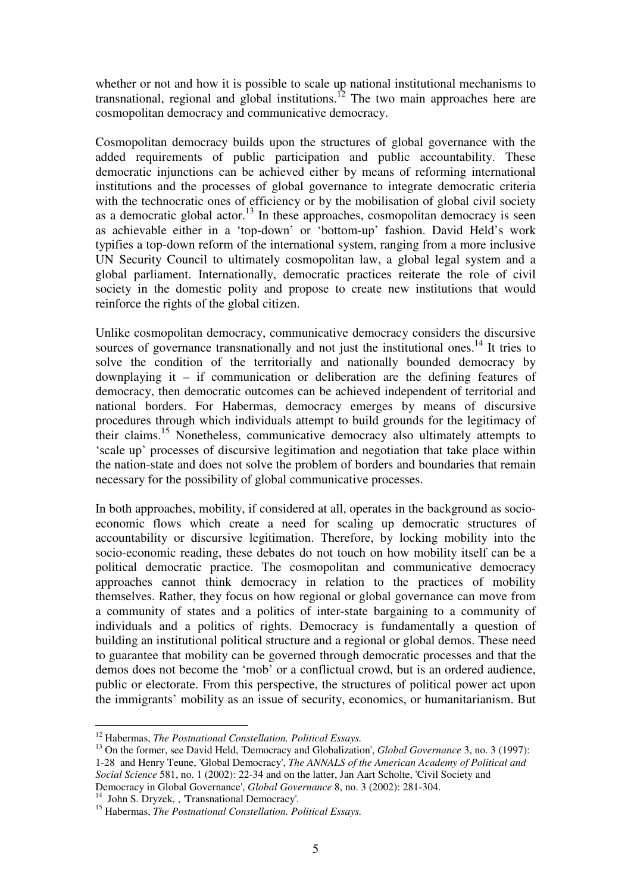whether or not and how it is possible to scale up national institutional mechanisms to transnational, regional and global institutions.[12] The two main approaches here are cosmopolitan democracy and communicative democracy.

Cosmopolitan democracy builds upon the structures of global governance with the added requirements of public participation and public accountability. These democratic injunctions can be achieved either by means of reforming international institutions and the processes of global governance to integrate democratic criteria with the technocratic ones of efficiency or by the mobilisation of global civil society as a democratic global actor.[13] In these approaches, cosmopolitan democracy is seen as achievable either in a 'top-down' or 'bottom-up' fashion. David Held's work typifies a top-down reform of the international system, ranging from a more inclusive UN Security Council to ultimately cosmopolitan law, a global legal system and a global parliament. Internationally, democratic practices reiterate the role of civil society in the domestic polity and propose to create new institutions that would reinforce the rights of the global citizen.

Unlike cosmopolitan democracy, communicative democracy considers the discursive sources of governance transnationally and not just the institutional ones.[14] It tries to solve the condition of the territorially and nationally bounded democracy by downplaying it – if communication or deliberation are the defining features of democracy, then democratic outcomes can be achieved independent of territorial and national borders. For Habermas, democracy emerges by means of discursive procedures through which individuals attempt to build grounds for the legitimacy of their claims.[15] Nonetheless, communicative democracy also ultimately attempts to 'scale up' processes of discursive legitimation and negotiation that take place within the nation-state and does not solve the problem of borders and boundaries that remain necessary for the possibility of global communicative processes.

In both approaches, mobility, if considered at all, operates in the background as socio-economic flows which create a need for scaling up democratic structures of accountability or discursive legitimation. Therefore, by locking mobility into the socio-economic reading, these debates do not touch on how mobility itself can be a political democratic practice. The cosmopolitan and communicative democracy approaches cannot think democracy in relation to the practices of mobility themselves. Rather, they focus on how regional or global governance can move from a community of states and a politics of inter-state bargaining to a community of individuals and a politics of rights. Democracy is fundamentally a question of building an institutional political structure and a regional or global demos. These need to guarantee that mobility can be governed through democratic processes and that the demos does not become the 'mob' or a conflictual crowd, but is an ordered audience, public or electorate. From this perspective, the structures of political power act upon the immigrants' mobility as an issue of security, economics, or humanitarianism. But

---

[12] Habermas, *The Postnational Constellation. Political Essays.*

[13] On the former, see David Held, 'Democracy and Globalization', *Global Governance* 3, no. 3 (1997): 1-28 and Henry Teune, 'Global Democracy', *The ANNALS of the American Academy of Political and Social Science* 581, no. 1 (2002): 22-34 and on the latter, Jan Aart Scholte, 'Civil Society and Democracy in Global Governance', *Global Governance* 8, no. 3 (2002): 281-304.

[14] John S. Dryzek, , 'Transnational Democracy'.

[15] Habermas, *The Postnational Constellation. Political Essays.*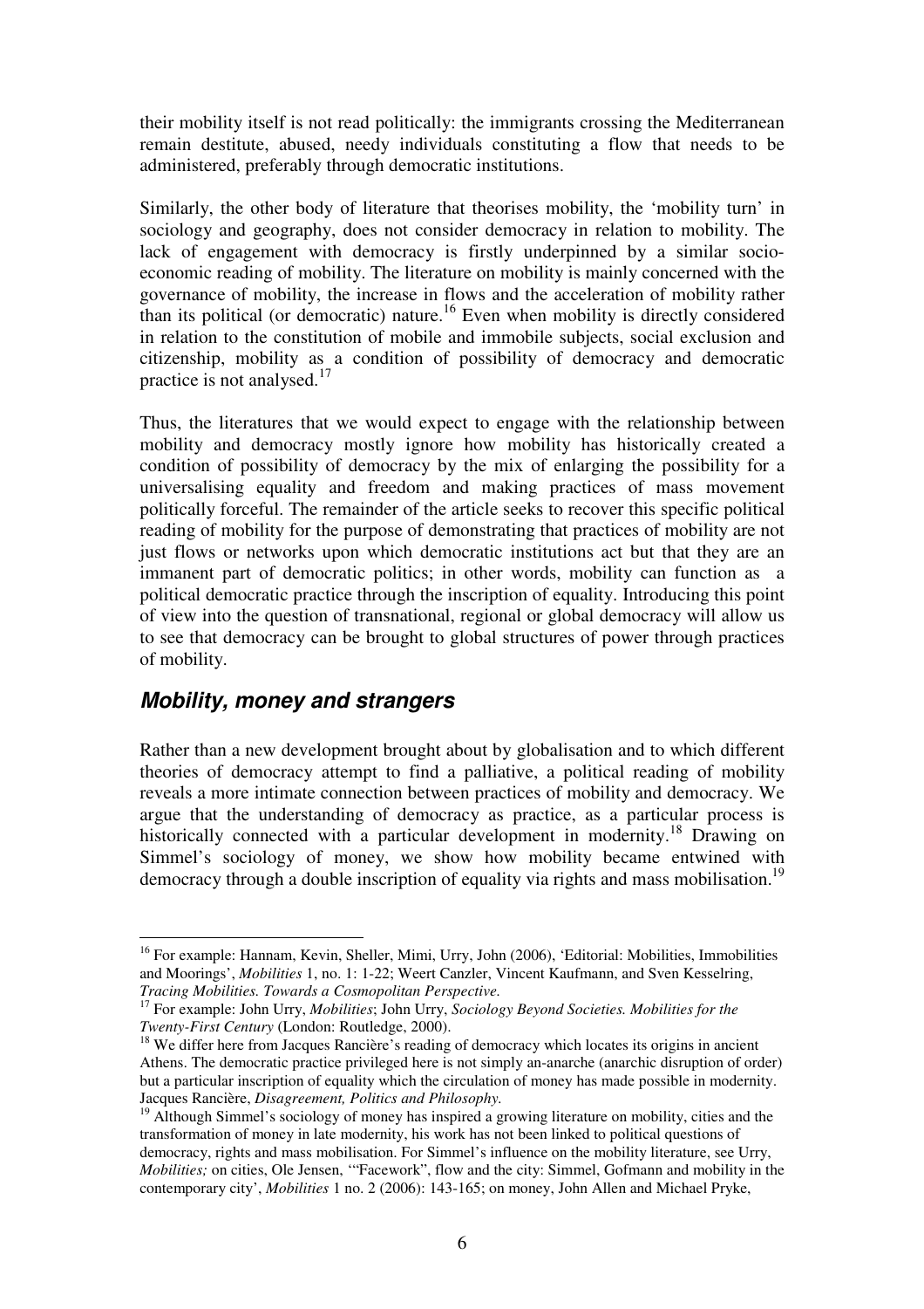their mobility itself is not read politically: the immigrants crossing the Mediterranean remain destitute, abused, needy individuals constituting a flow that needs to be administered, preferably through democratic institutions.

Similarly, the other body of literature that theorises mobility, the 'mobility turn' in sociology and geography, does not consider democracy in relation to mobility. The lack of engagement with democracy is firstly underpinned by a similar socio-economic reading of mobility. The literature on mobility is mainly concerned with the governance of mobility, the increase in flows and the acceleration of mobility rather than its political (or democratic) nature.[16] Even when mobility is directly considered in relation to the constitution of mobile and immobile subjects, social exclusion and citizenship, mobility as a condition of possibility of democracy and democratic practice is not analysed.[17]

Thus, the literatures that we would expect to engage with the relationship between mobility and democracy mostly ignore how mobility has historically created a condition of possibility of democracy by the mix of enlarging the possibility for a universalising equality and freedom and making practices of mass movement politically forceful. The remainder of the article seeks to recover this specific political reading of mobility for the purpose of demonstrating that practices of mobility are not just flows or networks upon which democratic institutions act but that they are an immanent part of democratic politics; in other words, mobility can function as a political democratic practice through the inscription of equality. Introducing this point of view into the question of transnational, regional or global democracy will allow us to see that democracy can be brought to global structures of power through practices of mobility.

## *Mobility, money and strangers*

Rather than a new development brought about by globalisation and to which different theories of democracy attempt to find a palliative, a political reading of mobility reveals a more intimate connection between practices of mobility and democracy. We argue that the understanding of democracy as practice, as a particular process is historically connected with a particular development in modernity.[18] Drawing on Simmel's sociology of money, we show how mobility became entwined with democracy through a double inscription of equality via rights and mass mobilisation.[19]

---

[16] For example: Hannam, Kevin, Sheller, Mimi, Urry, John (2006), 'Editorial: Mobilities, Immobilities and Moorings', *Mobilities* 1, no. 1: 1-22; Weert Canzler, Vincent Kaufmann, and Sven Kesselring, *Tracing Mobilities. Towards a Cosmopolitan Perspective.*

[17] For example: John Urry, *Mobilities*; John Urry, *Sociology Beyond Societies. Mobilities for the Twenty-First Century* (London: Routledge, 2000).

[18] We differ here from Jacques Rancière's reading of democracy which locates its origins in ancient Athens. The democratic practice privileged here is not simply an-anarche (anarchic disruption of order) but a particular inscription of equality which the circulation of money has made possible in modernity. Jacques Rancière, *Disagreement, Politics and Philosophy.*

[19] Although Simmel's sociology of money has inspired a growing literature on mobility, cities and the transformation of money in late modernity, his work has not been linked to political questions of democracy, rights and mass mobilisation. For Simmel's influence on the mobility literature, see Urry, *Mobilities;* on cities, Ole Jensen, '"Facework", flow and the city: Simmel, Gofmann and mobility in the contemporary city', *Mobilities* 1 no. 2 (2006): 143-165; on money, John Allen and Michael Pryke,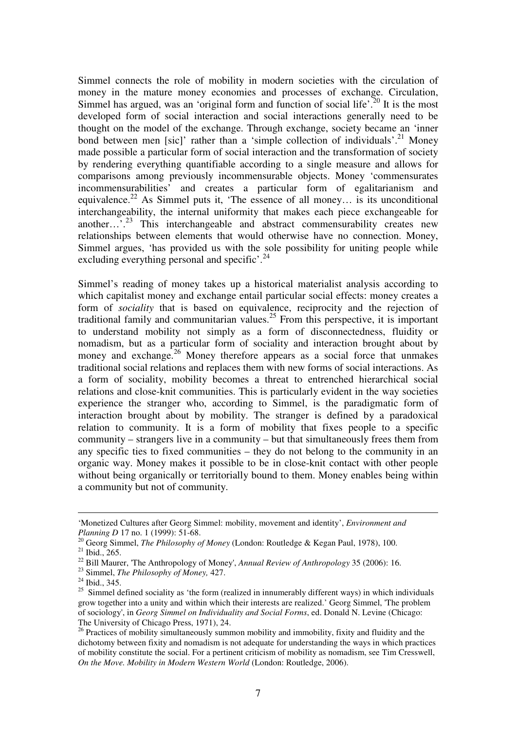Simmel connects the role of mobility in modern societies with the circulation of money in the mature money economies and processes of exchange. Circulation, Simmel has argued, was an 'original form and function of social life'.[20] It is the most developed form of social interaction and social interactions generally need to be thought on the model of the exchange. Through exchange, society became an 'inner bond between men [sic]' rather than a 'simple collection of individuals'.[21] Money made possible a particular form of social interaction and the transformation of society by rendering everything quantifiable according to a single measure and allows for comparisons among previously incommensurable objects. Money 'commensurates incommensurabilities' and creates a particular form of egalitarianism and equivalence.[22] As Simmel puts it, 'The essence of all money… is its unconditional interchangeability, the internal uniformity that makes each piece exchangeable for another…'.[23] This interchangeable and abstract commensurability creates new relationships between elements that would otherwise have no connection. Money, Simmel argues, 'has provided us with the sole possibility for uniting people while excluding everything personal and specific'.[24]

Simmel's reading of money takes up a historical materialist analysis according to which capitalist money and exchange entail particular social effects: money creates a form of *sociality* that is based on equivalence, reciprocity and the rejection of traditional family and communitarian values.[25] From this perspective, it is important to understand mobility not simply as a form of disconnectedness, fluidity or nomadism, but as a particular form of sociality and interaction brought about by money and exchange.[26] Money therefore appears as a social force that unmakes traditional social relations and replaces them with new forms of social interactions. As a form of sociality, mobility becomes a threat to entrenched hierarchical social relations and close-knit communities. This is particularly evident in the way societies experience the stranger who, according to Simmel, is the paradigmatic form of interaction brought about by mobility. The stranger is defined by a paradoxical relation to community. It is a form of mobility that fixes people to a specific community – strangers live in a community – but that simultaneously frees them from any specific ties to fixed communities – they do not belong to the community in an organic way. Money makes it possible to be in close-knit contact with other people without being organically or territorially bound to them. Money enables being within a community but not of community.

---

'Monetized Cultures after Georg Simmel: mobility, movement and identity', *Environment and Planning D* 17 no. 1 (1999): 51-68.

[20] Georg Simmel, *The Philosophy of Money* (London: Routledge & Kegan Paul, 1978), 100.

[21] Ibid., 265.

[22] Bill Maurer, 'The Anthropology of Money', *Annual Review of Anthropology* 35 (2006): 16.

[23] Simmel, *The Philosophy of Money,* 427.

[24] Ibid., 345.

[25] Simmel defined sociality as 'the form (realized in innumerably different ways) in which individuals grow together into a unity and within which their interests are realized.' Georg Simmel, 'The problem of sociology', in *Georg Simmel on Individuality and Social Forms*, ed. Donald N. Levine (Chicago: The University of Chicago Press, 1971), 24.

[26] Practices of mobility simultaneously summon mobility and immobility, fixity and fluidity and the dichotomy between fixity and nomadism is not adequate for understanding the ways in which practices of mobility constitute the social. For a pertinent criticism of mobility as nomadism, see Tim Cresswell, *On the Move. Mobility in Modern Western World* (London: Routledge, 2006).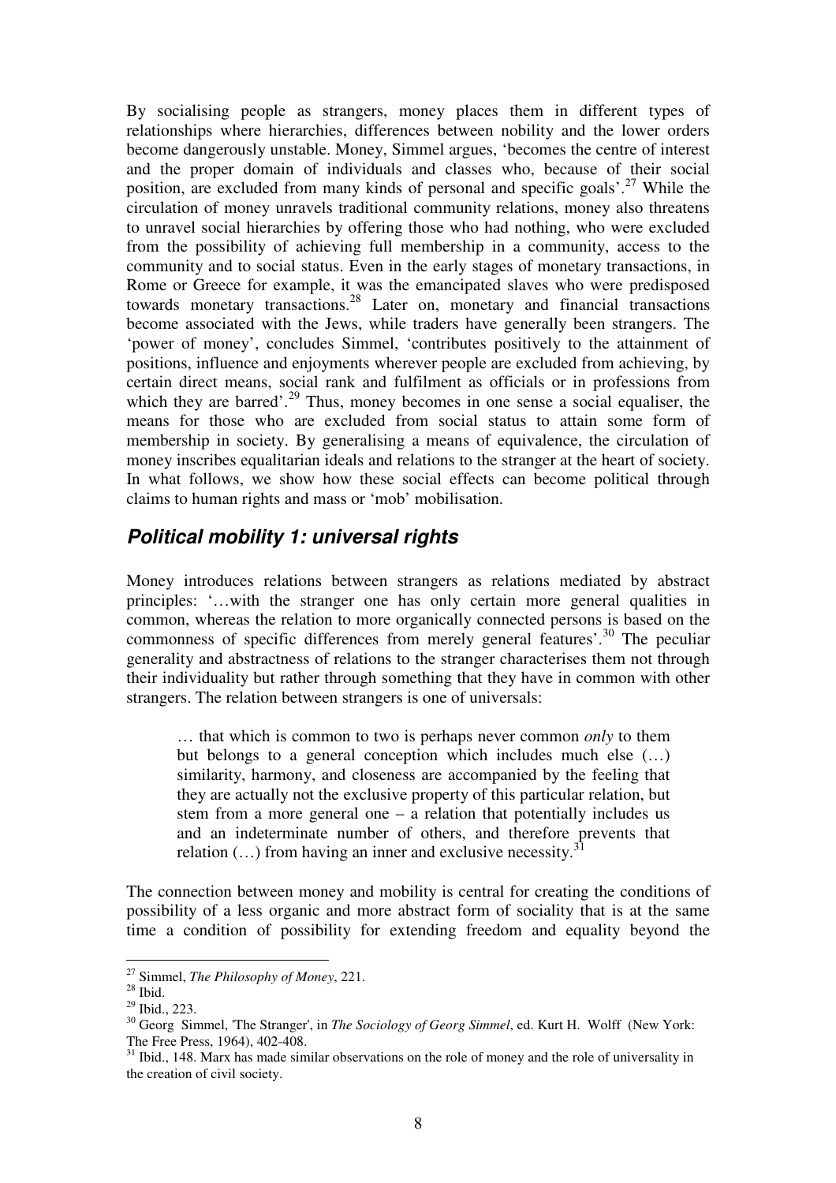By socialising people as strangers, money places them in different types of relationships where hierarchies, differences between nobility and the lower orders become dangerously unstable. Money, Simmel argues, 'becomes the centre of interest and the proper domain of individuals and classes who, because of their social position, are excluded from many kinds of personal and specific goals'.[27] While the circulation of money unravels traditional community relations, money also threatens to unravel social hierarchies by offering those who had nothing, who were excluded from the possibility of achieving full membership in a community, access to the community and to social status. Even in the early stages of monetary transactions, in Rome or Greece for example, it was the emancipated slaves who were predisposed towards monetary transactions.[28] Later on, monetary and financial transactions become associated with the Jews, while traders have generally been strangers. The 'power of money', concludes Simmel, 'contributes positively to the attainment of positions, influence and enjoyments wherever people are excluded from achieving, by certain direct means, social rank and fulfilment as officials or in professions from which they are barred'.[29] Thus, money becomes in one sense a social equaliser, the means for those who are excluded from social status to attain some form of membership in society. By generalising a means of equivalence, the circulation of money inscribes equalitarian ideals and relations to the stranger at the heart of society. In what follows, we show how these social effects can become political through claims to human rights and mass or 'mob' mobilisation.

## *Political mobility 1: universal rights*

Money introduces relations between strangers as relations mediated by abstract principles: '…with the stranger one has only certain more general qualities in common, whereas the relation to more organically connected persons is based on the commonness of specific differences from merely general features'.[30] The peculiar generality and abstractness of relations to the stranger characterises them not through their individuality but rather through something that they have in common with other strangers. The relation between strangers is one of universals:

> … that which is common to two is perhaps never common *only* to them but belongs to a general conception which includes much else (…) similarity, harmony, and closeness are accompanied by the feeling that they are actually not the exclusive property of this particular relation, but stem from a more general one – a relation that potentially includes us and an indeterminate number of others, and therefore prevents that relation (…) from having an inner and exclusive necessity.[31]

The connection between money and mobility is central for creating the conditions of possibility of a less organic and more abstract form of sociality that is at the same time a condition of possibility for extending freedom and equality beyond the

---

[27] Simmel, *The Philosophy of Money*, 221.

[28] Ibid.

[29] Ibid., 223.

[30] Georg Simmel, 'The Stranger', in *The Sociology of Georg Simmel*, ed. Kurt H. Wolff (New York: The Free Press, 1964), 402-408.

[31] Ibid., 148. Marx has made similar observations on the role of money and the role of universality in the creation of civil society.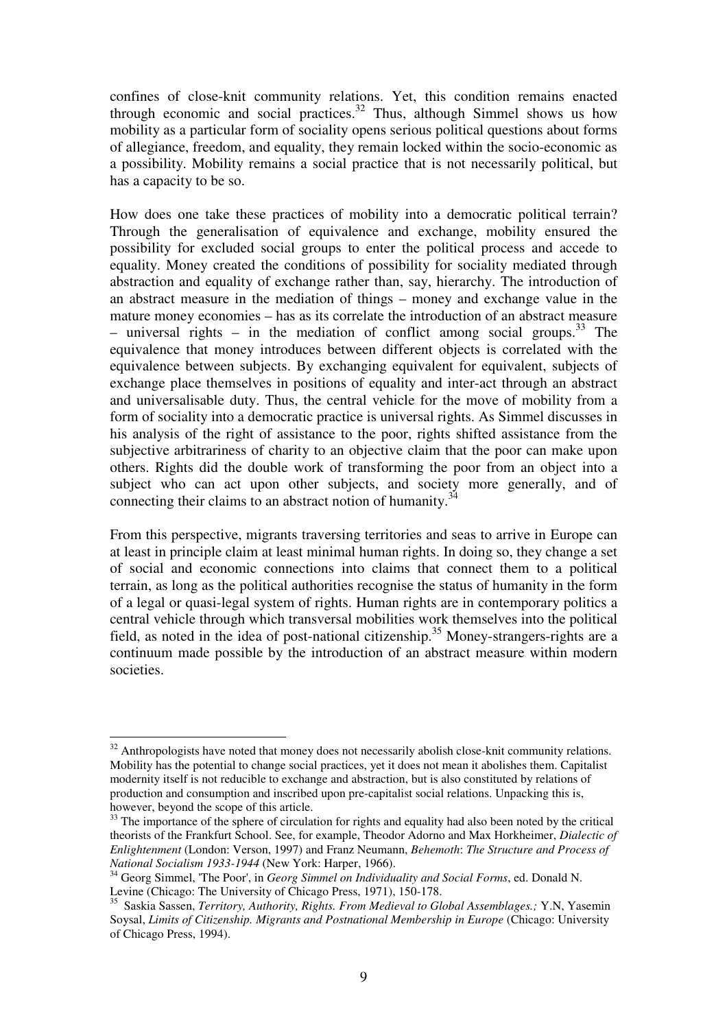confines of close-knit community relations. Yet, this condition remains enacted through economic and social practices.[32] Thus, although Simmel shows us how mobility as a particular form of sociality opens serious political questions about forms of allegiance, freedom, and equality, they remain locked within the socio-economic as a possibility. Mobility remains a social practice that is not necessarily political, but has a capacity to be so.

How does one take these practices of mobility into a democratic political terrain? Through the generalisation of equivalence and exchange, mobility ensured the possibility for excluded social groups to enter the political process and accede to equality. Money created the conditions of possibility for sociality mediated through abstraction and equality of exchange rather than, say, hierarchy. The introduction of an abstract measure in the mediation of things – money and exchange value in the mature money economies – has as its correlate the introduction of an abstract measure – universal rights – in the mediation of conflict among social groups.[33] The equivalence that money introduces between different objects is correlated with the equivalence between subjects. By exchanging equivalent for equivalent, subjects of exchange place themselves in positions of equality and inter-act through an abstract and universalisable duty. Thus, the central vehicle for the move of mobility from a form of sociality into a democratic practice is universal rights. As Simmel discusses in his analysis of the right of assistance to the poor, rights shifted assistance from the subjective arbitrariness of charity to an objective claim that the poor can make upon others. Rights did the double work of transforming the poor from an object into a subject who can act upon other subjects, and society more generally, and of connecting their claims to an abstract notion of humanity.[34]

From this perspective, migrants traversing territories and seas to arrive in Europe can at least in principle claim at least minimal human rights. In doing so, they change a set of social and economic connections into claims that connect them to a political terrain, as long as the political authorities recognise the status of humanity in the form of a legal or quasi-legal system of rights. Human rights are in contemporary politics a central vehicle through which transversal mobilities work themselves into the political field, as noted in the idea of post-national citizenship.[35] Money-strangers-rights are a continuum made possible by the introduction of an abstract measure within modern societies.

---

[32] Anthropologists have noted that money does not necessarily abolish close-knit community relations. Mobility has the potential to change social practices, yet it does not mean it abolishes them. Capitalist modernity itself is not reducible to exchange and abstraction, but is also constituted by relations of production and consumption and inscribed upon pre-capitalist social relations. Unpacking this is, however, beyond the scope of this article.

[33] The importance of the sphere of circulation for rights and equality had also been noted by the critical theorists of the Frankfurt School. See, for example, Theodor Adorno and Max Horkheimer, *Dialectic of Enlightenment* (London: Verson, 1997) and Franz Neumann, *Behemoth*: *The Structure and Process of National Socialism 1933-1944* (New York: Harper, 1966).

[34] Georg Simmel, 'The Poor', in *Georg Simmel on Individuality and Social Forms*, ed. Donald N. Levine (Chicago: The University of Chicago Press, 1971), 150-178.

[35] Saskia Sassen, *Territory, Authority, Rights. From Medieval to Global Assemblages.;* Y.N, Yasemin Soysal, *Limits of Citizenship. Migrants and Postnational Membership in Europe* (Chicago: University of Chicago Press, 1994).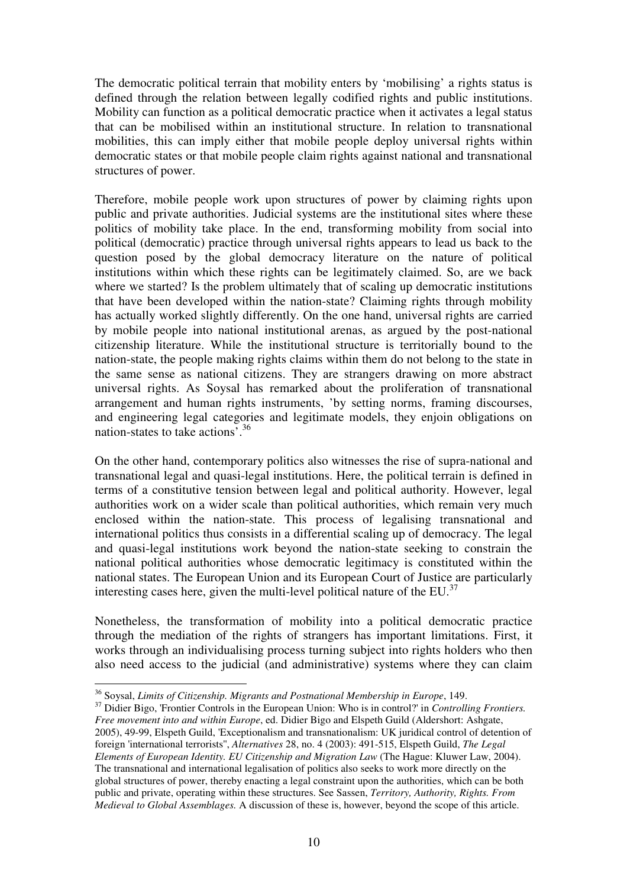The democratic political terrain that mobility enters by 'mobilising' a rights status is defined through the relation between legally codified rights and public institutions. Mobility can function as a political democratic practice when it activates a legal status that can be mobilised within an institutional structure. In relation to transnational mobilities, this can imply either that mobile people deploy universal rights within democratic states or that mobile people claim rights against national and transnational structures of power.

Therefore, mobile people work upon structures of power by claiming rights upon public and private authorities. Judicial systems are the institutional sites where these politics of mobility take place. In the end, transforming mobility from social into political (democratic) practice through universal rights appears to lead us back to the question posed by the global democracy literature on the nature of political institutions within which these rights can be legitimately claimed. So, are we back where we started? Is the problem ultimately that of scaling up democratic institutions that have been developed within the nation-state? Claiming rights through mobility has actually worked slightly differently. On the one hand, universal rights are carried by mobile people into national institutional arenas, as argued by the post-national citizenship literature. While the institutional structure is territorially bound to the nation-state, the people making rights claims within them do not belong to the state in the same sense as national citizens. They are strangers drawing on more abstract universal rights. As Soysal has remarked about the proliferation of transnational arrangement and human rights instruments, 'by setting norms, framing discourses, and engineering legal categories and legitimate models, they enjoin obligations on nation-states to take actions'.[36]

On the other hand, contemporary politics also witnesses the rise of supra-national and transnational legal and quasi-legal institutions. Here, the political terrain is defined in terms of a constitutive tension between legal and political authority. However, legal authorities work on a wider scale than political authorities, which remain very much enclosed within the nation-state. This process of legalising transnational and international politics thus consists in a differential scaling up of democracy. The legal and quasi-legal institutions work beyond the nation-state seeking to constrain the national political authorities whose democratic legitimacy is constituted within the national states. The European Union and its European Court of Justice are particularly interesting cases here, given the multi-level political nature of the EU.[37]

Nonetheless, the transformation of mobility into a political democratic practice through the mediation of the rights of strangers has important limitations. First, it works through an individualising process turning subject into rights holders who then also need access to the judicial (and administrative) systems where they can claim

---

[36] Soysal, *Limits of Citizenship. Migrants and Postnational Membership in Europe*, 149.

[37] Didier Bigo, 'Frontier Controls in the European Union: Who is in control?' in *Controlling Frontiers. Free movement into and within Europe*, ed. Didier Bigo and Elspeth Guild (Aldershort: Ashgate, 2005), 49-99, Elspeth Guild, 'Exceptionalism and transnationalism: UK juridical control of detention of foreign 'international terrorists'', *Alternatives* 28, no. 4 (2003): 491-515, Elspeth Guild, *The Legal Elements of European Identity. EU Citizenship and Migration Law* (The Hague: Kluwer Law, 2004). The transnational and international legalisation of politics also seeks to work more directly on the global structures of power, thereby enacting a legal constraint upon the authorities, which can be both public and private, operating within these structures. See Sassen, *Territory, Authority, Rights. From Medieval to Global Assemblages.* A discussion of these is, however, beyond the scope of this article.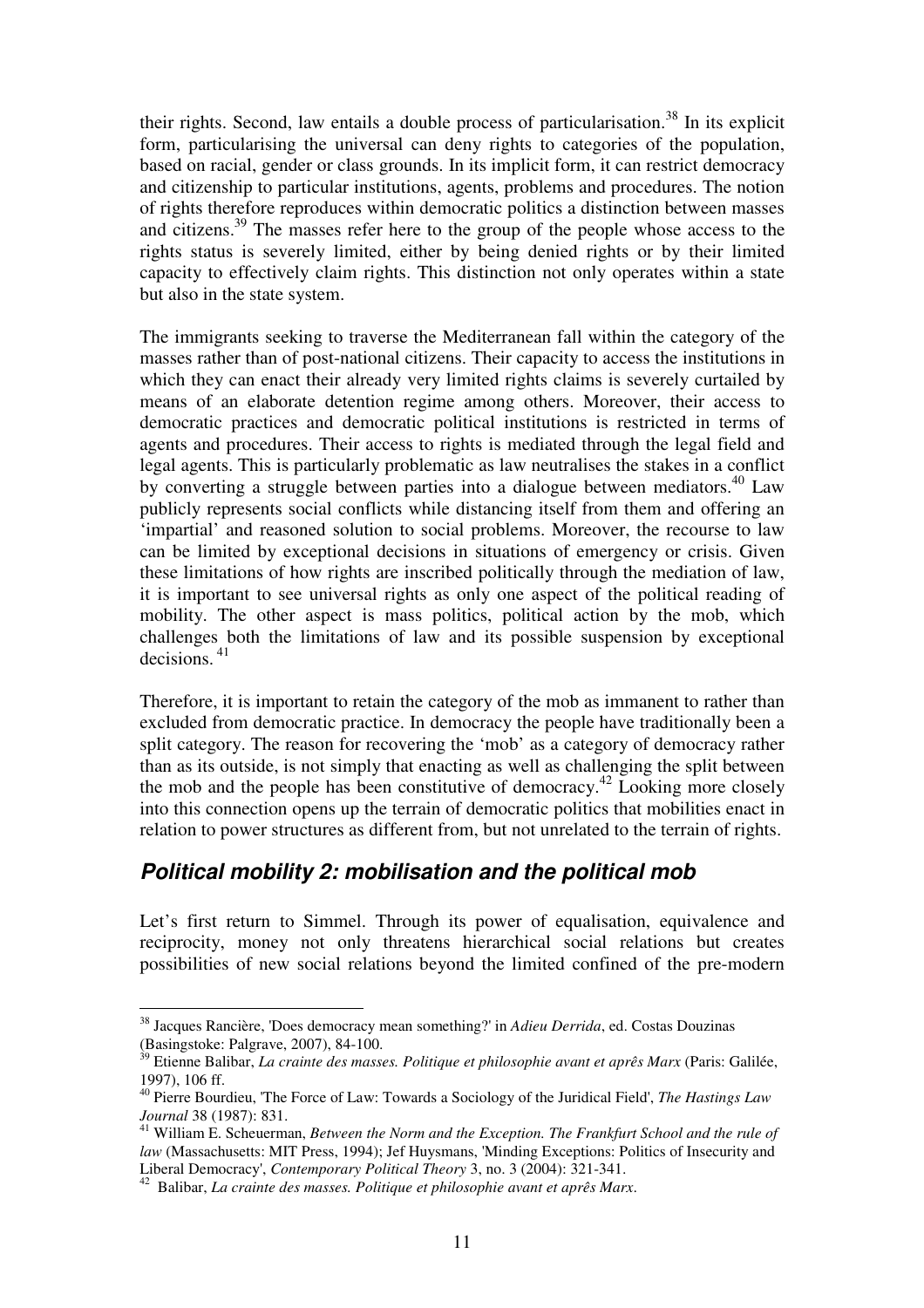their rights. Second, law entails a double process of particularisation.[38] In its explicit form, particularising the universal can deny rights to categories of the population, based on racial, gender or class grounds. In its implicit form, it can restrict democracy and citizenship to particular institutions, agents, problems and procedures. The notion of rights therefore reproduces within democratic politics a distinction between masses and citizens.[39] The masses refer here to the group of the people whose access to the rights status is severely limited, either by being denied rights or by their limited capacity to effectively claim rights. This distinction not only operates within a state but also in the state system.

The immigrants seeking to traverse the Mediterranean fall within the category of the masses rather than of post-national citizens. Their capacity to access the institutions in which they can enact their already very limited rights claims is severely curtailed by means of an elaborate detention regime among others. Moreover, their access to democratic practices and democratic political institutions is restricted in terms of agents and procedures. Their access to rights is mediated through the legal field and legal agents. This is particularly problematic as law neutralises the stakes in a conflict by converting a struggle between parties into a dialogue between mediators.[40] Law publicly represents social conflicts while distancing itself from them and offering an 'impartial' and reasoned solution to social problems. Moreover, the recourse to law can be limited by exceptional decisions in situations of emergency or crisis. Given these limitations of how rights are inscribed politically through the mediation of law, it is important to see universal rights as only one aspect of the political reading of mobility. The other aspect is mass politics, political action by the mob, which challenges both the limitations of law and its possible suspension by exceptional decisions.[41]

Therefore, it is important to retain the category of the mob as immanent to rather than excluded from democratic practice. In democracy the people have traditionally been a split category. The reason for recovering the 'mob' as a category of democracy rather than as its outside, is not simply that enacting as well as challenging the split between the mob and the people has been constitutive of democracy.[42] Looking more closely into this connection opens up the terrain of democratic politics that mobilities enact in relation to power structures as different from, but not unrelated to the terrain of rights.

## *Political mobility 2: mobilisation and the political mob*

Let's first return to Simmel. Through its power of equalisation, equivalence and reciprocity, money not only threatens hierarchical social relations but creates possibilities of new social relations beyond the limited confined of the pre-modern

---

[38] Jacques Rancière, 'Does democracy mean something?' in *Adieu Derrida*, ed. Costas Douzinas (Basingstoke: Palgrave, 2007), 84-100.

[39] Etienne Balibar, *La crainte des masses. Politique et philosophie avant et après Marx* (Paris: Galilée, 1997), 106 ff.

[40] Pierre Bourdieu, 'The Force of Law: Towards a Sociology of the Juridical Field', *The Hastings Law Journal* 38 (1987): 831.

[41] William E. Scheuerman, *Between the Norm and the Exception. The Frankfurt School and the rule of law* (Massachusetts: MIT Press, 1994); Jef Huysmans, 'Minding Exceptions: Politics of Insecurity and Liberal Democracy', *Contemporary Political Theory* 3, no. 3 (2004): 321-341.

[42] Balibar, *La crainte des masses. Politique et philosophie avant et après Marx*.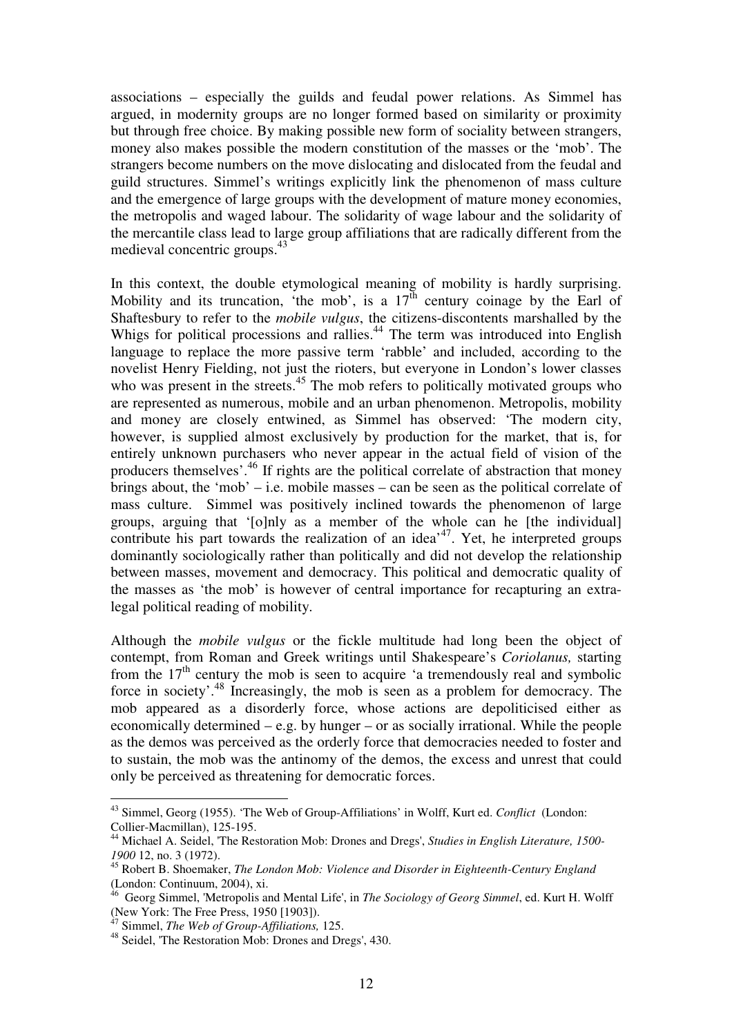associations – especially the guilds and feudal power relations. As Simmel has argued, in modernity groups are no longer formed based on similarity or proximity but through free choice. By making possible new form of sociality between strangers, money also makes possible the modern constitution of the masses or the 'mob'. The strangers become numbers on the move dislocating and dislocated from the feudal and guild structures. Simmel's writings explicitly link the phenomenon of mass culture and the emergence of large groups with the development of mature money economies, the metropolis and waged labour. The solidarity of wage labour and the solidarity of the mercantile class lead to large group affiliations that are radically different from the medieval concentric groups.[43]

In this context, the double etymological meaning of mobility is hardly surprising. Mobility and its truncation, 'the mob', is a 17[th] century coinage by the Earl of Shaftesbury to refer to the *mobile vulgus*, the citizens-discontents marshalled by the Whigs for political processions and rallies.[44] The term was introduced into English language to replace the more passive term 'rabble' and included, according to the novelist Henry Fielding, not just the rioters, but everyone in London's lower classes who was present in the streets.[45] The mob refers to politically motivated groups who are represented as numerous, mobile and an urban phenomenon. Metropolis, mobility and money are closely entwined, as Simmel has observed: 'The modern city, however, is supplied almost exclusively by production for the market, that is, for entirely unknown purchasers who never appear in the actual field of vision of the producers themselves'.[46] If rights are the political correlate of abstraction that money brings about, the 'mob' – i.e. mobile masses – can be seen as the political correlate of mass culture. Simmel was positively inclined towards the phenomenon of large groups, arguing that '[o]nly as a member of the whole can he [the individual] contribute his part towards the realization of an idea'[47]. Yet, he interpreted groups dominantly sociologically rather than politically and did not develop the relationship between masses, movement and democracy. This political and democratic quality of the masses as 'the mob' is however of central importance for recapturing an extra-legal political reading of mobility.

Although the *mobile vulgus* or the fickle multitude had long been the object of contempt, from Roman and Greek writings until Shakespeare's *Coriolanus,* starting from the 17[th] century the mob is seen to acquire 'a tremendously real and symbolic force in society'.[48] Increasingly, the mob is seen as a problem for democracy. The mob appeared as a disorderly force, whose actions are depoliticised either as economically determined – e.g. by hunger – or as socially irrational. While the people as the demos was perceived as the orderly force that democracies needed to foster and to sustain, the mob was the antinomy of the demos, the excess and unrest that could only be perceived as threatening for democratic forces.

---

[43] Simmel, Georg (1955). 'The Web of Group-Affiliations' in Wolff, Kurt ed. *Conflict* (London: Collier-Macmillan), 125-195.

[44] Michael A. Seidel, 'The Restoration Mob: Drones and Dregs', *Studies in English Literature, 1500-1900* 12, no. 3 (1972).

[45] Robert B. Shoemaker, *The London Mob: Violence and Disorder in Eighteenth-Century England* (London: Continuum, 2004), xi.

[46] Georg Simmel, 'Metropolis and Mental Life', in *The Sociology of Georg Simmel*, ed. Kurt H. Wolff (New York: The Free Press, 1950 [1903]).

[47] Simmel, *The Web of Group-Affiliations,* 125.

[48] Seidel, 'The Restoration Mob: Drones and Dregs', 430.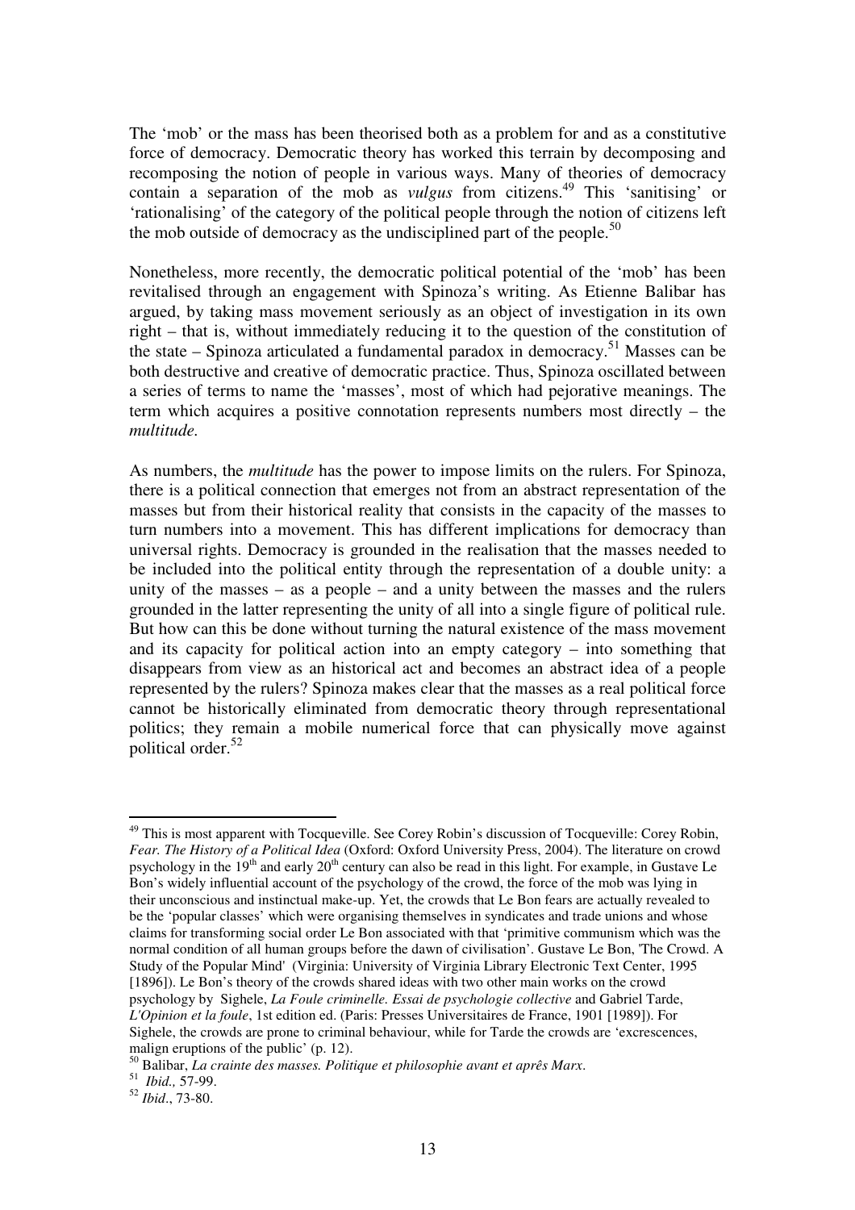The 'mob' or the mass has been theorised both as a problem for and as a constitutive force of democracy. Democratic theory has worked this terrain by decomposing and recomposing the notion of people in various ways. Many of theories of democracy contain a separation of the mob as *vulgus* from citizens.[49] This 'sanitising' or 'rationalising' of the category of the political people through the notion of citizens left the mob outside of democracy as the undisciplined part of the people.[50]

Nonetheless, more recently, the democratic political potential of the 'mob' has been revitalised through an engagement with Spinoza's writing. As Etienne Balibar has argued, by taking mass movement seriously as an object of investigation in its own right – that is, without immediately reducing it to the question of the constitution of the state – Spinoza articulated a fundamental paradox in democracy.[51] Masses can be both destructive and creative of democratic practice. Thus, Spinoza oscillated between a series of terms to name the 'masses', most of which had pejorative meanings. The term which acquires a positive connotation represents numbers most directly – the *multitude.*

As numbers, the *multitude* has the power to impose limits on the rulers. For Spinoza, there is a political connection that emerges not from an abstract representation of the masses but from their historical reality that consists in the capacity of the masses to turn numbers into a movement. This has different implications for democracy than universal rights. Democracy is grounded in the realisation that the masses needed to be included into the political entity through the representation of a double unity: a unity of the masses – as a people – and a unity between the masses and the rulers grounded in the latter representing the unity of all into a single figure of political rule. But how can this be done without turning the natural existence of the mass movement and its capacity for political action into an empty category – into something that disappears from view as an historical act and becomes an abstract idea of a people represented by the rulers? Spinoza makes clear that the masses as a real political force cannot be historically eliminated from democratic theory through representational politics; they remain a mobile numerical force that can physically move against political order.[52]

---

[49] This is most apparent with Tocqueville. See Corey Robin's discussion of Tocqueville: Corey Robin, *Fear. The History of a Political Idea* (Oxford: Oxford University Press, 2004). The literature on crowd psychology in the 19th and early 20th century can also be read in this light. For example, in Gustave Le Bon's widely influential account of the psychology of the crowd, the force of the mob was lying in their unconscious and instinctual make-up. Yet, the crowds that Le Bon fears are actually revealed to be the 'popular classes' which were organising themselves in syndicates and trade unions and whose claims for transforming social order Le Bon associated with that 'primitive communism which was the normal condition of all human groups before the dawn of civilisation'. Gustave Le Bon, 'The Crowd. A Study of the Popular Mind' (Virginia: University of Virginia Library Electronic Text Center, 1995 [1896]). Le Bon's theory of the crowds shared ideas with two other main works on the crowd psychology by Sighele, *La Foule criminelle. Essai de psychologie collective* and Gabriel Tarde, *L'Opinion et la foule*, 1st edition ed. (Paris: Presses Universitaires de France, 1901 [1989]). For Sighele, the crowds are prone to criminal behaviour, while for Tarde the crowds are 'excrescences, malign eruptions of the public' (p. 12).

[50] Balibar, *La crainte des masses. Politique et philosophie avant et aprês Marx*.

[51] *Ibid.,* 57-99.

[52] *Ibid*., 73-80.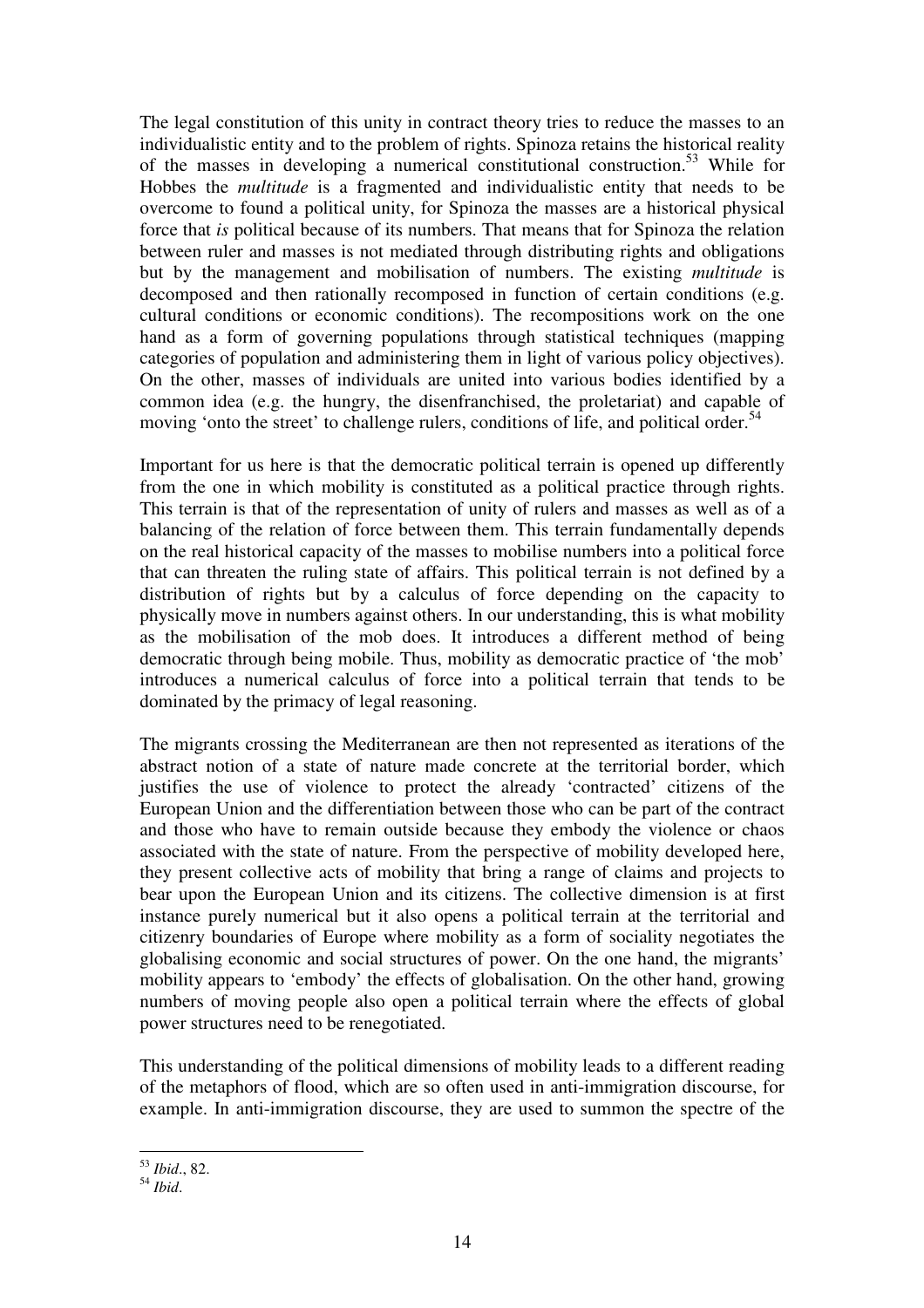The legal constitution of this unity in contract theory tries to reduce the masses to an individualistic entity and to the problem of rights. Spinoza retains the historical reality of the masses in developing a numerical constitutional construction.[53] While for Hobbes the *multitude* is a fragmented and individualistic entity that needs to be overcome to found a political unity, for Spinoza the masses are a historical physical force that *is* political because of its numbers. That means that for Spinoza the relation between ruler and masses is not mediated through distributing rights and obligations but by the management and mobilisation of numbers. The existing *multitude* is decomposed and then rationally recomposed in function of certain conditions (e.g. cultural conditions or economic conditions). The recompositions work on the one hand as a form of governing populations through statistical techniques (mapping categories of population and administering them in light of various policy objectives). On the other, masses of individuals are united into various bodies identified by a common idea (e.g. the hungry, the disenfranchised, the proletariat) and capable of moving 'onto the street' to challenge rulers, conditions of life, and political order.[54]

Important for us here is that the democratic political terrain is opened up differently from the one in which mobility is constituted as a political practice through rights. This terrain is that of the representation of unity of rulers and masses as well as of a balancing of the relation of force between them. This terrain fundamentally depends on the real historical capacity of the masses to mobilise numbers into a political force that can threaten the ruling state of affairs. This political terrain is not defined by a distribution of rights but by a calculus of force depending on the capacity to physically move in numbers against others. In our understanding, this is what mobility as the mobilisation of the mob does. It introduces a different method of being democratic through being mobile. Thus, mobility as democratic practice of 'the mob' introduces a numerical calculus of force into a political terrain that tends to be dominated by the primacy of legal reasoning.

The migrants crossing the Mediterranean are then not represented as iterations of the abstract notion of a state of nature made concrete at the territorial border, which justifies the use of violence to protect the already 'contracted' citizens of the European Union and the differentiation between those who can be part of the contract and those who have to remain outside because they embody the violence or chaos associated with the state of nature. From the perspective of mobility developed here, they present collective acts of mobility that bring a range of claims and projects to bear upon the European Union and its citizens. The collective dimension is at first instance purely numerical but it also opens a political terrain at the territorial and citizenry boundaries of Europe where mobility as a form of sociality negotiates the globalising economic and social structures of power. On the one hand, the migrants' mobility appears to 'embody' the effects of globalisation. On the other hand, growing numbers of moving people also open a political terrain where the effects of global power structures need to be renegotiated.

This understanding of the political dimensions of mobility leads to a different reading of the metaphors of flood, which are so often used in anti-immigration discourse, for example. In anti-immigration discourse, they are used to summon the spectre of the

---

[53] *Ibid*., 82.

[54] *Ibid*.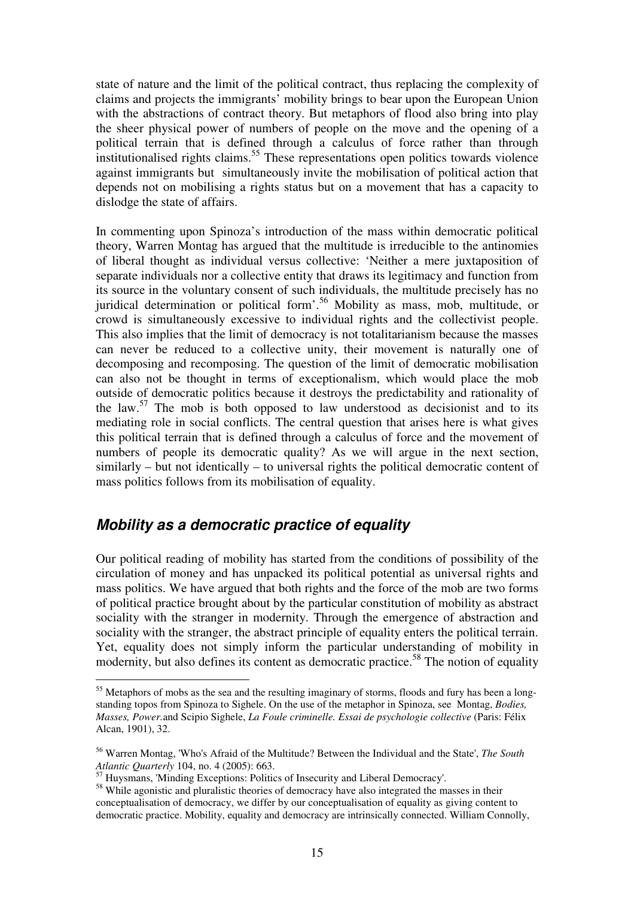state of nature and the limit of the political contract, thus replacing the complexity of claims and projects the immigrants' mobility brings to bear upon the European Union with the abstractions of contract theory. But metaphors of flood also bring into play the sheer physical power of numbers of people on the move and the opening of a political terrain that is defined through a calculus of force rather than through institutionalised rights claims.[55] These representations open politics towards violence against immigrants but simultaneously invite the mobilisation of political action that depends not on mobilising a rights status but on a movement that has a capacity to dislodge the state of affairs.

In commenting upon Spinoza's introduction of the mass within democratic political theory, Warren Montag has argued that the multitude is irreducible to the antinomies of liberal thought as individual versus collective: 'Neither a mere juxtaposition of separate individuals nor a collective entity that draws its legitimacy and function from its source in the voluntary consent of such individuals, the multitude precisely has no juridical determination or political form'.[56] Mobility as mass, mob, multitude, or crowd is simultaneously excessive to individual rights and the collectivist people. This also implies that the limit of democracy is not totalitarianism because the masses can never be reduced to a collective unity, their movement is naturally one of decomposing and recomposing. The question of the limit of democratic mobilisation can also not be thought in terms of exceptionalism, which would place the mob outside of democratic politics because it destroys the predictability and rationality of the law.[57] The mob is both opposed to law understood as decisionist and to its mediating role in social conflicts. The central question that arises here is what gives this political terrain that is defined through a calculus of force and the movement of numbers of people its democratic quality? As we will argue in the next section, similarly – but not identically – to universal rights the political democratic content of mass politics follows from its mobilisation of equality.

## *Mobility as a democratic practice of equality*

Our political reading of mobility has started from the conditions of possibility of the circulation of money and has unpacked its political potential as universal rights and mass politics. We have argued that both rights and the force of the mob are two forms of political practice brought about by the particular constitution of mobility as abstract sociality with the stranger in modernity. Through the emergence of abstraction and sociality with the stranger, the abstract principle of equality enters the political terrain. Yet, equality does not simply inform the particular understanding of mobility in modernity, but also defines its content as democratic practice.[58] The notion of equality

---

[55] Metaphors of mobs as the sea and the resulting imaginary of storms, floods and fury has been a long-standing topos from Spinoza to Sighele. On the use of the metaphor in Spinoza, see Montag, *Bodies, Masses, Power.*and Scipio Sighele, *La Foule criminelle. Essai de psychologie collective* (Paris: Félix Alcan, 1901), 32.

[56] Warren Montag, 'Who's Afraid of the Multitude? Between the Individual and the State', *The South Atlantic Quarterly* 104, no. 4 (2005): 663.

[57] Huysmans, 'Minding Exceptions: Politics of Insecurity and Liberal Democracy'.

[58] While agonistic and pluralistic theories of democracy have also integrated the masses in their conceptualisation of democracy, we differ by our conceptualisation of equality as giving content to democratic practice. Mobility, equality and democracy are intrinsically connected. William Connolly,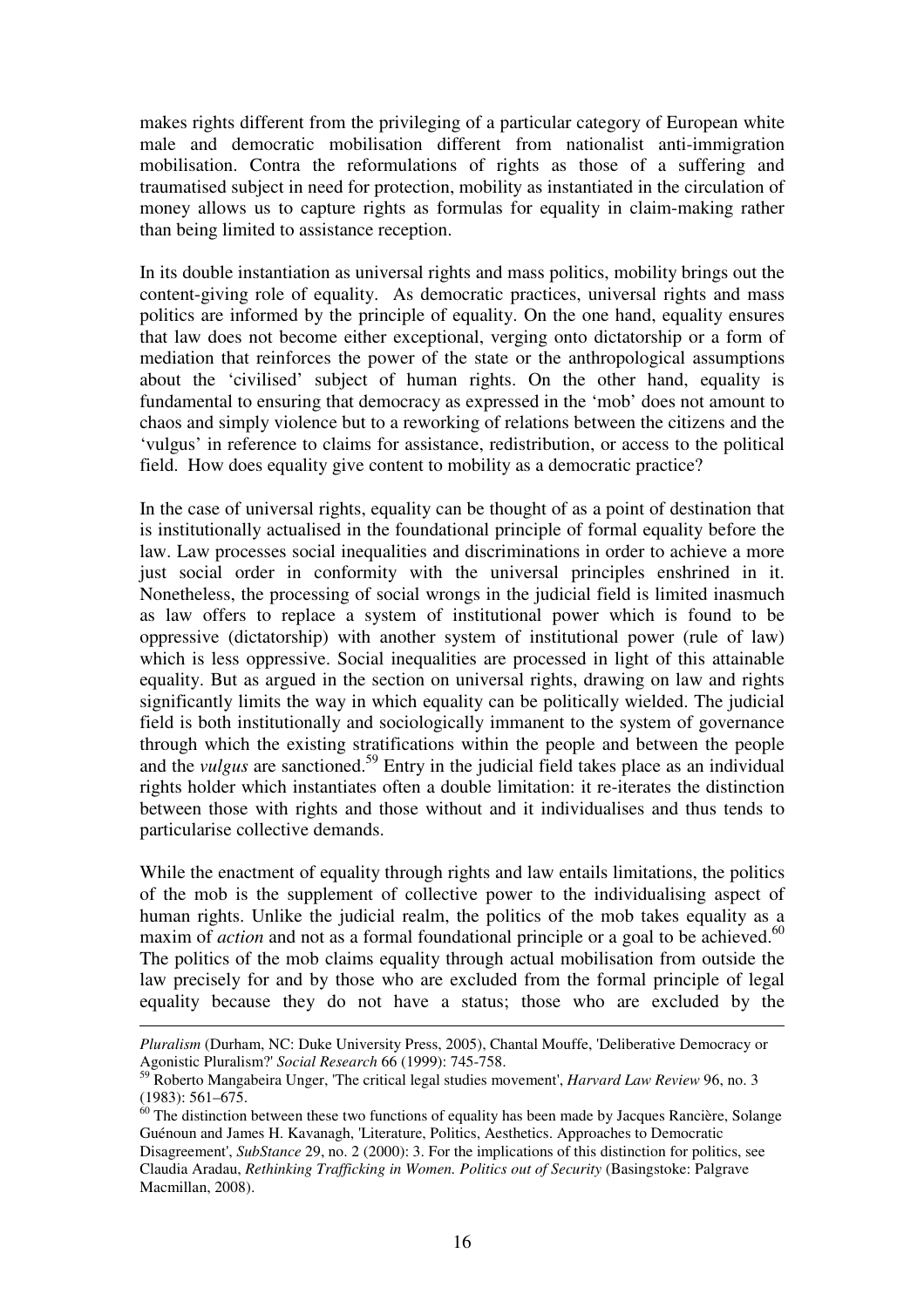makes rights different from the privileging of a particular category of European white male and democratic mobilisation different from nationalist anti-immigration mobilisation. Contra the reformulations of rights as those of a suffering and traumatised subject in need for protection, mobility as instantiated in the circulation of money allows us to capture rights as formulas for equality in claim-making rather than being limited to assistance reception.

In its double instantiation as universal rights and mass politics, mobility brings out the content-giving role of equality. As democratic practices, universal rights and mass politics are informed by the principle of equality. On the one hand, equality ensures that law does not become either exceptional, verging onto dictatorship or a form of mediation that reinforces the power of the state or the anthropological assumptions about the 'civilised' subject of human rights. On the other hand, equality is fundamental to ensuring that democracy as expressed in the 'mob' does not amount to chaos and simply violence but to a reworking of relations between the citizens and the 'vulgus' in reference to claims for assistance, redistribution, or access to the political field. How does equality give content to mobility as a democratic practice?

In the case of universal rights, equality can be thought of as a point of destination that is institutionally actualised in the foundational principle of formal equality before the law. Law processes social inequalities and discriminations in order to achieve a more just social order in conformity with the universal principles enshrined in it. Nonetheless, the processing of social wrongs in the judicial field is limited inasmuch as law offers to replace a system of institutional power which is found to be oppressive (dictatorship) with another system of institutional power (rule of law) which is less oppressive. Social inequalities are processed in light of this attainable equality. But as argued in the section on universal rights, drawing on law and rights significantly limits the way in which equality can be politically wielded. The judicial field is both institutionally and sociologically immanent to the system of governance through which the existing stratifications within the people and between the people and the *vulgus* are sanctioned.[59] Entry in the judicial field takes place as an individual rights holder which instantiates often a double limitation: it re-iterates the distinction between those with rights and those without and it individualises and thus tends to particularise collective demands.

While the enactment of equality through rights and law entails limitations, the politics of the mob is the supplement of collective power to the individualising aspect of human rights. Unlike the judicial realm, the politics of the mob takes equality as a maxim of *action* and not as a formal foundational principle or a goal to be achieved.[60] The politics of the mob claims equality through actual mobilisation from outside the law precisely for and by those who are excluded from the formal principle of legal equality because they do not have a status; those who are excluded by the

---

*Pluralism* (Durham, NC: Duke University Press, 2005), Chantal Mouffe, 'Deliberative Democracy or Agonistic Pluralism?' *Social Research* 66 (1999): 745-758.

[59] Roberto Mangabeira Unger, 'The critical legal studies movement', *Harvard Law Review* 96, no. 3 (1983): 561–675.

[60] The distinction between these two functions of equality has been made by Jacques Rancière, Solange Guénoun and James H. Kavanagh, 'Literature, Politics, Aesthetics. Approaches to Democratic Disagreement', *SubStance* 29, no. 2 (2000): 3. For the implications of this distinction for politics, see Claudia Aradau, *Rethinking Trafficking in Women. Politics out of Security* (Basingstoke: Palgrave Macmillan, 2008).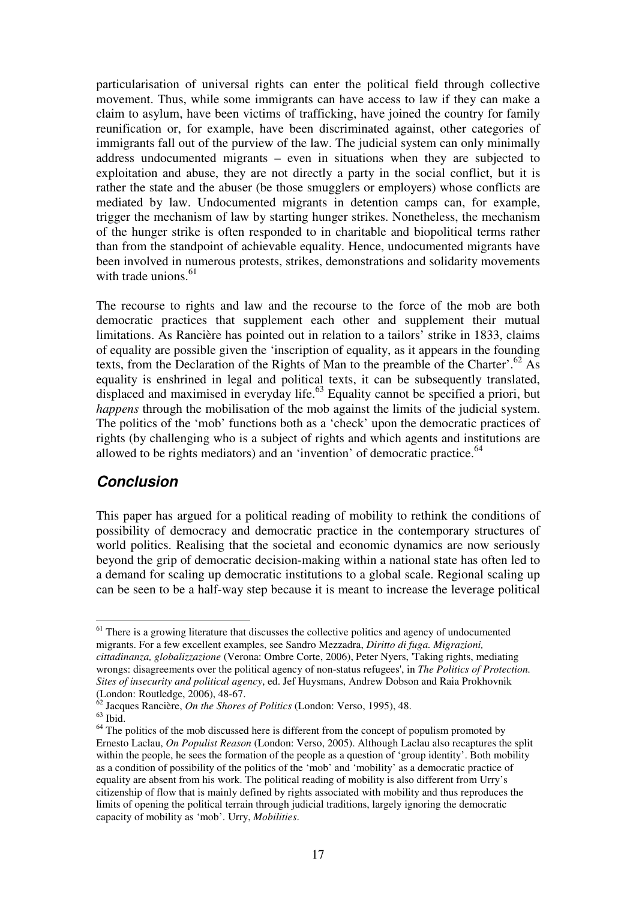particularisation of universal rights can enter the political field through collective movement. Thus, while some immigrants can have access to law if they can make a claim to asylum, have been victims of trafficking, have joined the country for family reunification or, for example, have been discriminated against, other categories of immigrants fall out of the purview of the law. The judicial system can only minimally address undocumented migrants – even in situations when they are subjected to exploitation and abuse, they are not directly a party in the social conflict, but it is rather the state and the abuser (be those smugglers or employers) whose conflicts are mediated by law. Undocumented migrants in detention camps can, for example, trigger the mechanism of law by starting hunger strikes. Nonetheless, the mechanism of the hunger strike is often responded to in charitable and biopolitical terms rather than from the standpoint of achievable equality. Hence, undocumented migrants have been involved in numerous protests, strikes, demonstrations and solidarity movements with trade unions.[61]

The recourse to rights and law and the recourse to the force of the mob are both democratic practices that supplement each other and supplement their mutual limitations. As Rancière has pointed out in relation to a tailors' strike in 1833, claims of equality are possible given the 'inscription of equality, as it appears in the founding texts, from the Declaration of the Rights of Man to the preamble of the Charter'.[62] As equality is enshrined in legal and political texts, it can be subsequently translated, displaced and maximised in everyday life.[63] Equality cannot be specified a priori, but *happens* through the mobilisation of the mob against the limits of the judicial system. The politics of the 'mob' functions both as a 'check' upon the democratic practices of rights (by challenging who is a subject of rights and which agents and institutions are allowed to be rights mediators) and an 'invention' of democratic practice.[64]

## Conclusion

This paper has argued for a political reading of mobility to rethink the conditions of possibility of democracy and democratic practice in the contemporary structures of world politics. Realising that the societal and economic dynamics are now seriously beyond the grip of democratic decision-making within a national state has often led to a demand for scaling up democratic institutions to a global scale. Regional scaling up can be seen to be a half-way step because it is meant to increase the leverage political

---

[61] There is a growing literature that discusses the collective politics and agency of undocumented migrants. For a few excellent examples, see Sandro Mezzadra, *Diritto di fuga. Migrazioni, cittadinanza, globalizzazione* (Verona: Ombre Corte, 2006), Peter Nyers, 'Taking rights, mediating wrongs: disagreements over the political agency of non-status refugees', in *The Politics of Protection. Sites of insecurity and political agency*, ed. Jef Huysmans, Andrew Dobson and Raia Prokhovnik (London: Routledge, 2006), 48-67.

[62] Jacques Rancière, *On the Shores of Politics* (London: Verso, 1995), 48.

[63] Ibid.

[64] The politics of the mob discussed here is different from the concept of populism promoted by Ernesto Laclau, *On Populist Reason* (London: Verso, 2005). Although Laclau also recaptures the split within the people, he sees the formation of the people as a question of 'group identity'. Both mobility as a condition of possibility of the politics of the 'mob' and 'mobility' as a democratic practice of equality are absent from his work. The political reading of mobility is also different from Urry's citizenship of flow that is mainly defined by rights associated with mobility and thus reproduces the limits of opening the political terrain through judicial traditions, largely ignoring the democratic capacity of mobility as 'mob'. Urry, *Mobilities*.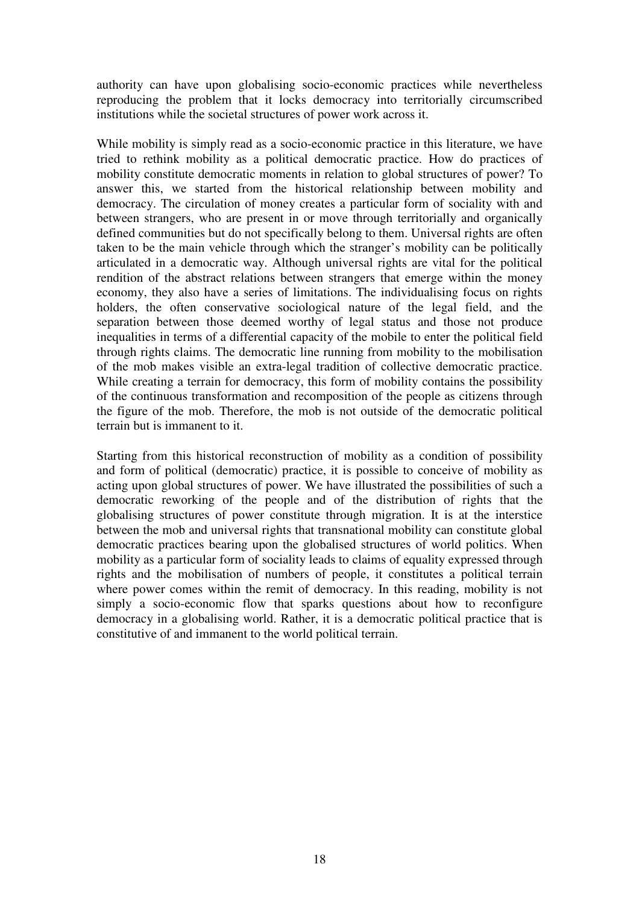authority can have upon globalising socio-economic practices while nevertheless reproducing the problem that it locks democracy into territorially circumscribed institutions while the societal structures of power work across it.

While mobility is simply read as a socio-economic practice in this literature, we have tried to rethink mobility as a political democratic practice. How do practices of mobility constitute democratic moments in relation to global structures of power? To answer this, we started from the historical relationship between mobility and democracy. The circulation of money creates a particular form of sociality with and between strangers, who are present in or move through territorially and organically defined communities but do not specifically belong to them. Universal rights are often taken to be the main vehicle through which the stranger's mobility can be politically articulated in a democratic way. Although universal rights are vital for the political rendition of the abstract relations between strangers that emerge within the money economy, they also have a series of limitations. The individualising focus on rights holders, the often conservative sociological nature of the legal field, and the separation between those deemed worthy of legal status and those not produce inequalities in terms of a differential capacity of the mobile to enter the political field through rights claims. The democratic line running from mobility to the mobilisation of the mob makes visible an extra-legal tradition of collective democratic practice. While creating a terrain for democracy, this form of mobility contains the possibility of the continuous transformation and recomposition of the people as citizens through the figure of the mob. Therefore, the mob is not outside of the democratic political terrain but is immanent to it.

Starting from this historical reconstruction of mobility as a condition of possibility and form of political (democratic) practice, it is possible to conceive of mobility as acting upon global structures of power. We have illustrated the possibilities of such a democratic reworking of the people and of the distribution of rights that the globalising structures of power constitute through migration. It is at the interstice between the mob and universal rights that transnational mobility can constitute global democratic practices bearing upon the globalised structures of world politics. When mobility as a particular form of sociality leads to claims of equality expressed through rights and the mobilisation of numbers of people, it constitutes a political terrain where power comes within the remit of democracy. In this reading, mobility is not simply a socio-economic flow that sparks questions about how to reconfigure democracy in a globalising world. Rather, it is a democratic political practice that is constitutive of and immanent to the world political terrain.